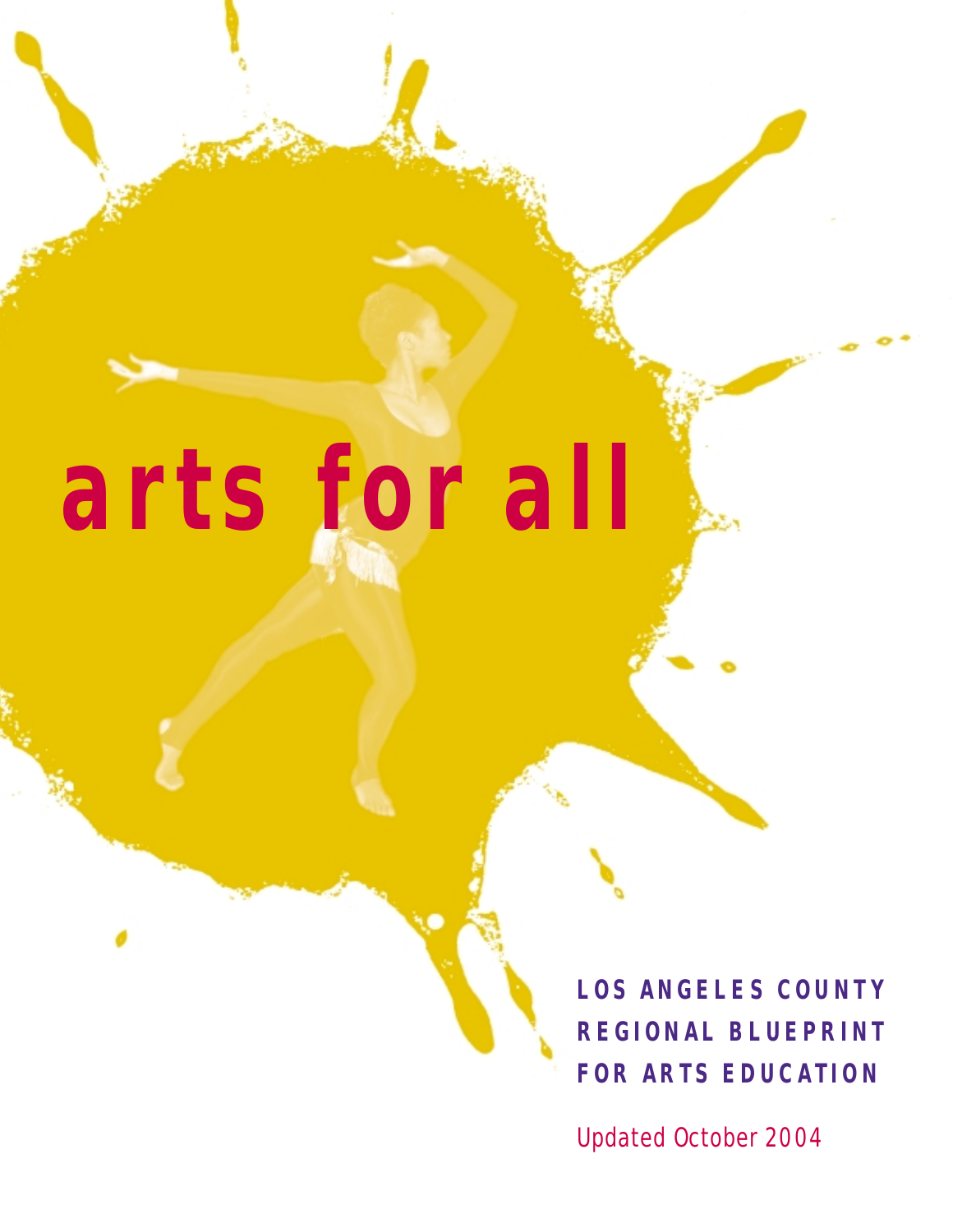# arts for all

**LOS ANGELES COUNTY REGIONAL BLUEPRINT FOR ARTS EDUCATION**

Updated October 2004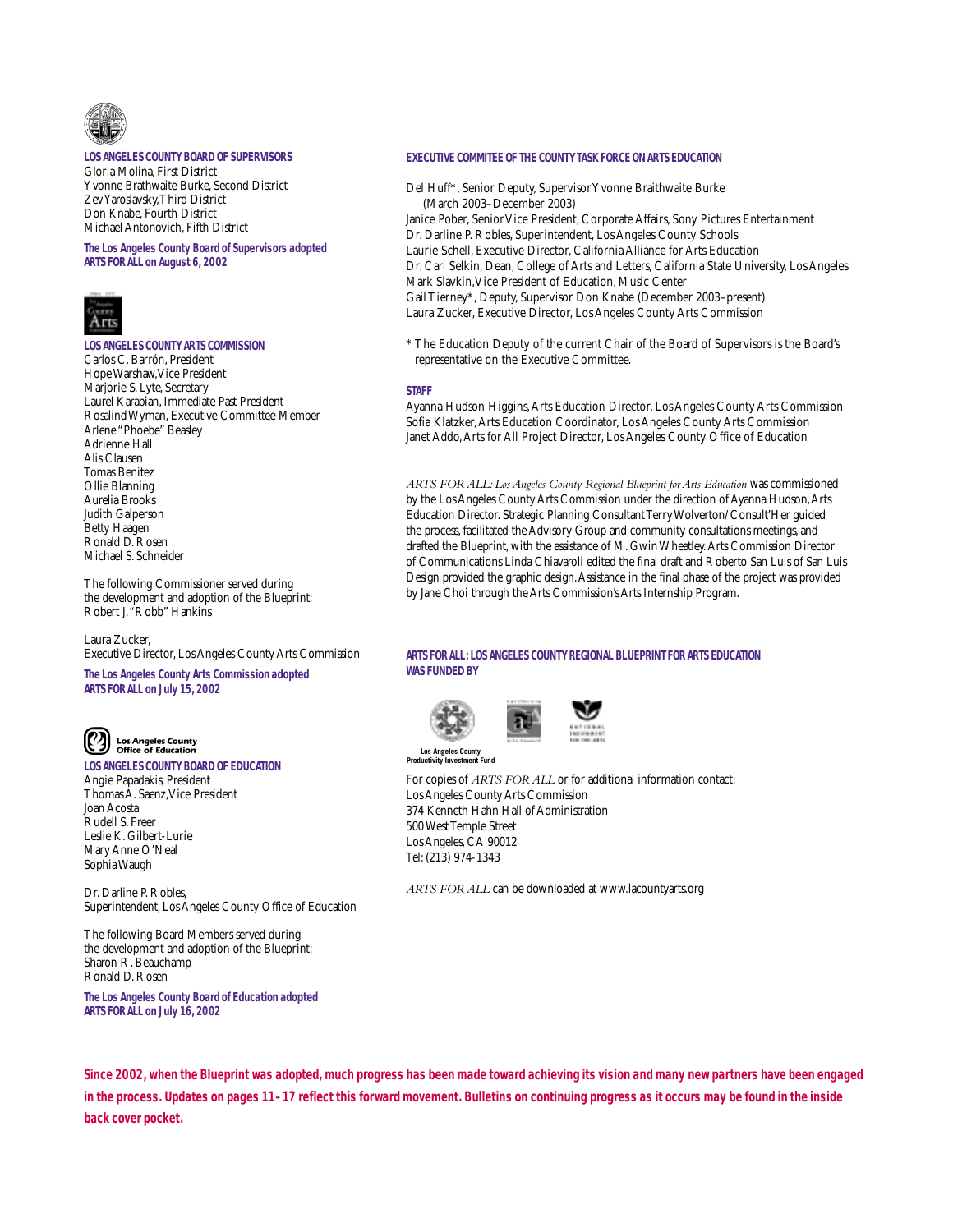**LOS ANGELES COUNTY BOARD OF SUPERVISORS**

Gloria Molina, First District
Yvonne Brathwaite Burke, Second District
Zev Yaroslavsky, Third District
Don Knabe, Fourth District
Michael Antonovich, Fifth District

**The Los Angeles County Board of Supervisors adopted ARTS FOR ALL on August 6, 2002**

**LOS ANGELES COUNTY ARTS COMMISSION**

Carlos C. Barrón, President
Hope Warshaw, Vice President
Marjorie S. Lyte, Secretary
Laurel Karabian, Immediate Past President
Rosalind Wyman, Executive Committee Member
Arlene "Phoebe" Beasley
Adrienne Hall
Alis Clausen
Tomas Benitez
Ollie Blanning
Aurelia Brooks
Judith Galperson
Betty Haagen
Ronald D. Rosen
Michael S. Schneider

The following Commissioner served during the development and adoption of the Blueprint:
Robert J. "Robb" Hankins

Laura Zucker,
Executive Director, Los Angeles County Arts Commission

**The Los Angeles County Arts Commission adopted ARTS FOR ALL on July 15, 2002**

Los Angeles County Office of Education

**LOS ANGELES COUNTY BOARD OF EDUCATION**

Angie Papadakis, President
Thomas A. Saenz, Vice President
Joan Acosta
Rudell S. Freer
Leslie K. Gilbert-Lurie
Mary Anne O'Neal
Sophia Waugh

Dr. Darline P. Robles,
Superintendent, Los Angeles County Office of Education

The following Board Members served during the development and adoption of the Blueprint:
Sharon R. Beauchamp
Ronald D. Rosen

**The Los Angeles County Board of Education adopted ARTS FOR ALL on July 16, 2002**

**EXECUTIVE COMMITEE OF THE COUNTY TASK FORCE ON ARTS EDUCATION**

Del Huff*, Senior Deputy, Supervisor Yvonne Braithwaite Burke (March 2003–December 2003)
Janice Pober, Senior Vice President, Corporate Affairs, Sony Pictures Entertainment
Dr. Darline P. Robles, Superintendent, Los Angeles County Schools
Laurie Schell, Executive Director, California Alliance for Arts Education
Dr. Carl Selkin, Dean, College of Arts and Letters, California State University, Los Angeles
Mark Slavkin, Vice President of Education, Music Center
Gail Tierney*, Deputy, Supervisor Don Knabe (December 2003–present)
Laura Zucker, Executive Director, Los Angeles County Arts Commission

\* The Education Deputy of the current Chair of the Board of Supervisors is the Board's representative on the Executive Committee.

**STAFF**

Ayanna Hudson Higgins, Arts Education Director, Los Angeles County Arts Commission
Sofia Klatzker, Arts Education Coordinator, Los Angeles County Arts Commission
Janet Addo, Arts for All Project Director, Los Angeles County Office of Education

*ARTS FOR ALL: Los Angeles County Regional Blueprint for Arts Education* was commissioned by the Los Angeles County Arts Commission under the direction of Ayanna Hudson, Arts Education Director. Strategic Planning Consultant Terry Wolverton/Consult'Her guided the process, facilitated the Advisory Group and community consultations meetings, and drafted the Blueprint, with the assistance of M. Gwin Wheatley. Arts Commission Director of Communications Linda Chiavaroli edited the final draft and Roberto San Luis of San Luis Design provided the graphic design. Assistance in the final phase of the project was provided by Jane Choi through the Arts Commission's Arts Internship Program.

**ARTS FOR ALL: LOS ANGELES COUNTY REGIONAL BLUEPRINT FOR ARTS EDUCATION WAS FUNDED BY**

Los Angeles County Productivity Investment Fund

For copies of *ARTS FOR ALL* or for additional information contact:
Los Angeles County Arts Commission
374 Kenneth Hahn Hall of Administration
500 West Temple Street
Los Angeles, CA 90012
Tel: (213) 974-1343

*ARTS FOR ALL* can be downloaded at www.lacountyarts.org

**Since 2002, when the Blueprint was adopted, much progress has been made toward achieving its vision and many new partners have been engaged in the process. Updates on pages 11–17 reflect this forward movement. Bulletins on continuing progress as it occurs may be found in the inside back cover pocket.**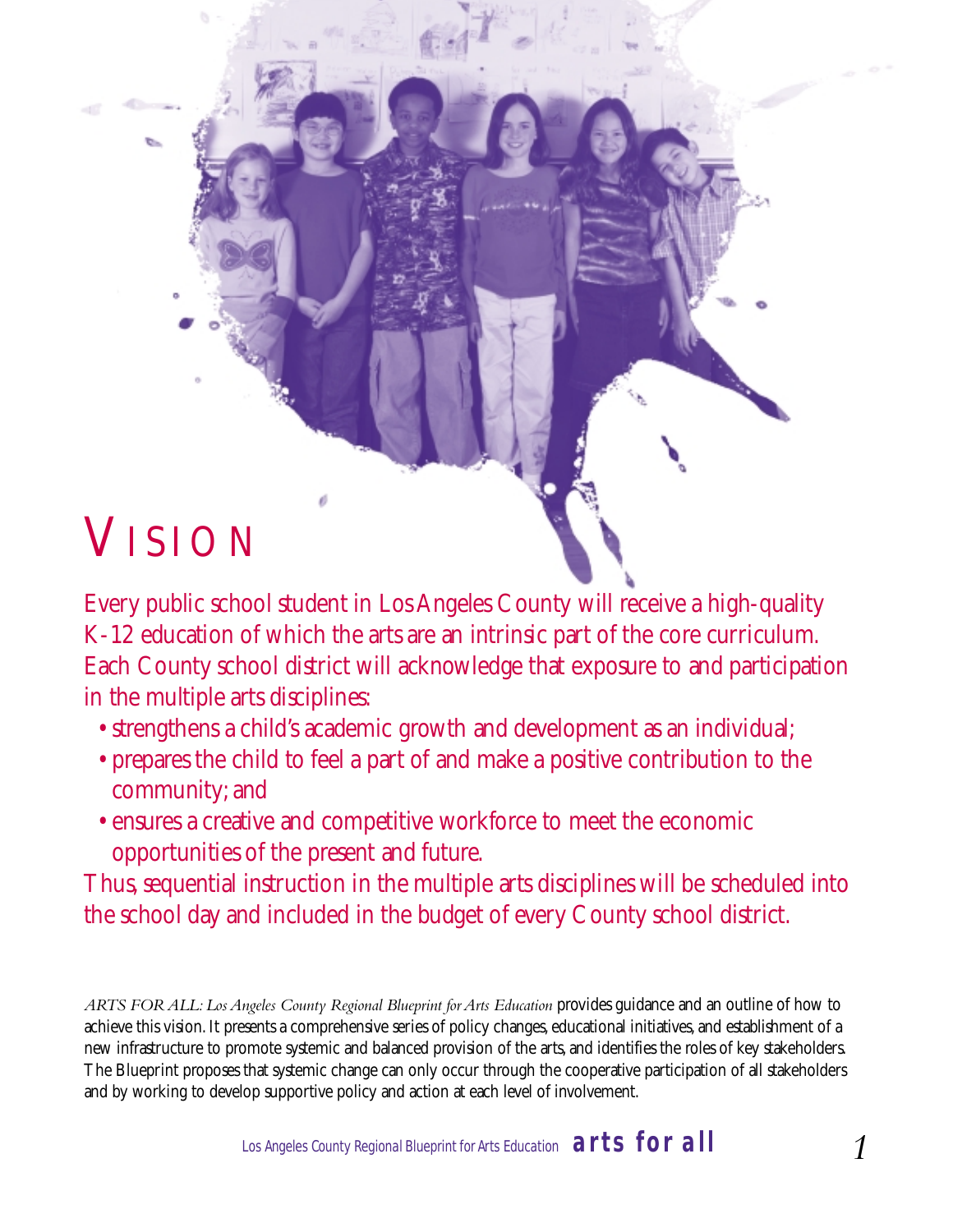# VISION

Every public school student in Los Angeles County will receive a high-quality K-12 education of which the arts are an intrinsic part of the core curriculum. Each County school district will acknowledge that exposure to and participation in the multiple arts disciplines:

- strengthens a child's academic growth and development as an individual;
- prepares the child to feel a part of and make a positive contribution to the community; and
- ensures a creative and competitive workforce to meet the economic opportunities of the present and future.

Thus, sequential instruction in the multiple arts disciplines will be scheduled into the school day and included in the budget of every County school district.

*ARTS FOR ALL: Los Angeles County Regional Blueprint for Arts Education* provides guidance and an outline of how to achieve this vision. It presents a comprehensive series of policy changes, educational initiatives, and establishment of a new infrastructure to promote systemic and balanced provision of the arts, and identifies the roles of key stakeholders. The Blueprint proposes that systemic change can only occur through the cooperative participation of all stakeholders and by working to develop supportive policy and action at each level of involvement.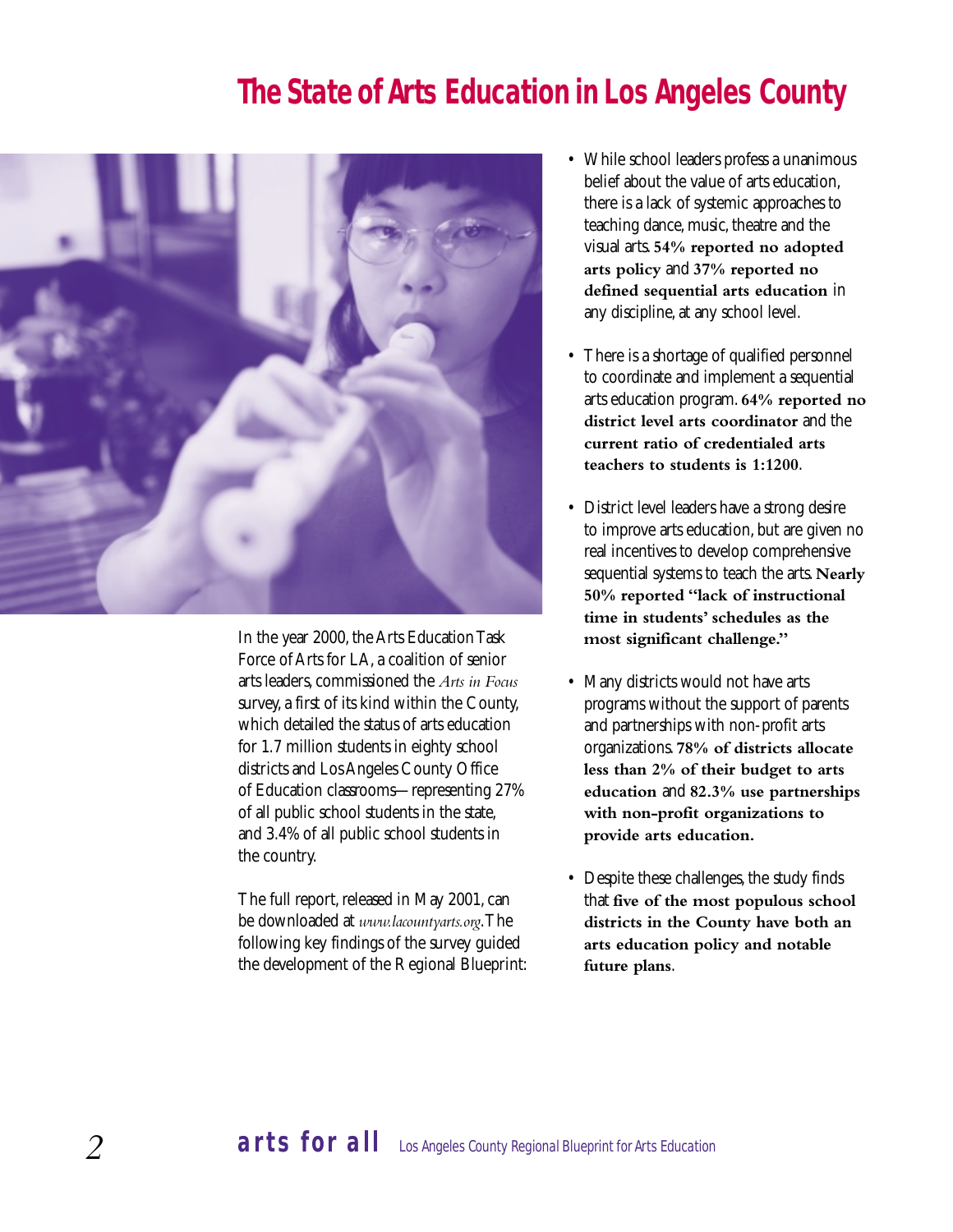# The State of Arts Education in Los Angeles County

In the year 2000, the Arts Education Task Force of Arts for LA, a coalition of senior arts leaders, commissioned the *Arts in Focus* survey, a first of its kind within the County, which detailed the status of arts education for 1.7 million students in eighty school districts and Los Angeles County Office of Education classrooms—representing 27% of all public school students in the state, and 3.4% of all public school students in the country.

The full report, released in May 2001, can be downloaded at *www.lacountyarts.org*. The following key findings of the survey guided the development of the Regional Blueprint:

- While school leaders profess a unanimous belief about the value of arts education, there is a lack of systemic approaches to teaching dance, music, theatre and the visual arts. **54% reported no adopted arts policy** and **37% reported no defined sequential arts education** in any discipline, at any school level.
- There is a shortage of qualified personnel to coordinate and implement a sequential arts education program. **64% reported no district level arts coordinator** and the **current ratio of credentialed arts teachers to students is 1:1200**.
- District level leaders have a strong desire to improve arts education, but are given no real incentives to develop comprehensive sequential systems to teach the arts. **Nearly 50% reported "lack of instructional time in students' schedules as the most significant challenge."**
- Many districts would not have arts programs without the support of parents and partnerships with non-profit arts organizations. **78% of districts allocate less than 2% of their budget to arts education** and **82.3% use partnerships with non-profit organizations to provide arts education.**
- Despite these challenges, the study finds that **five of the most populous school districts in the County have both an arts education policy and notable future plans**.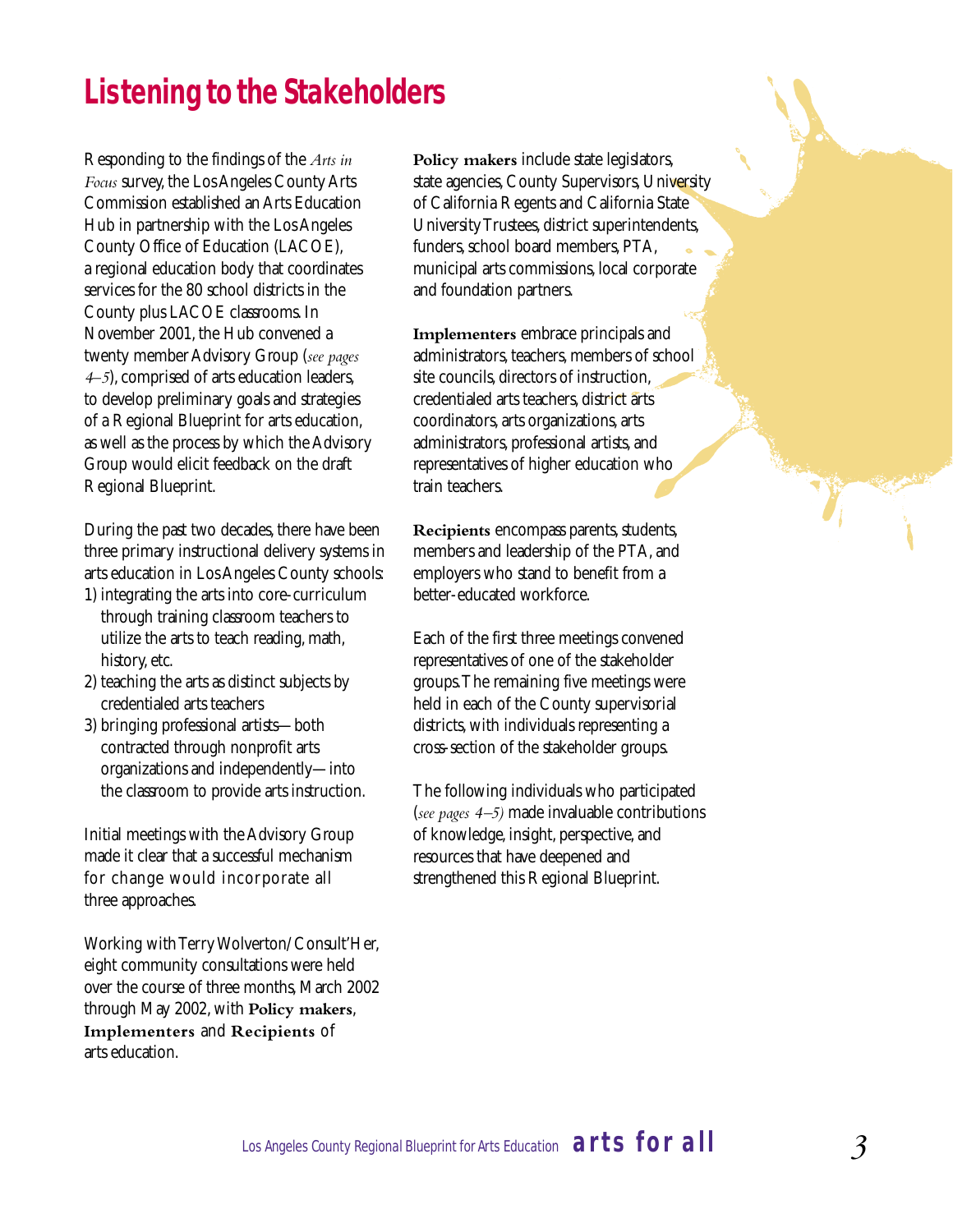# Listening to the Stakeholders

Responding to the findings of the *Arts in Focus* survey, the Los Angeles County Arts Commission established an Arts Education Hub in partnership with the Los Angeles County Office of Education (LACOE), a regional education body that coordinates services for the 80 school districts in the County plus LACOE classrooms. In November 2001, the Hub convened a twenty member Advisory Group (*see pages 4–5*), comprised of arts education leaders, to develop preliminary goals and strategies of a Regional Blueprint for arts education, as well as the process by which the Advisory Group would elicit feedback on the draft Regional Blueprint.

During the past two decades, there have been three primary instructional delivery systems in arts education in Los Angeles County schools:

1) integrating the arts into core-curriculum through training classroom teachers to utilize the arts to teach reading, math, history, etc.
2) teaching the arts as distinct subjects by credentialed arts teachers
3) bringing professional artists—both contracted through nonprofit arts organizations and independently—into the classroom to provide arts instruction.

Initial meetings with the Advisory Group made it clear that a successful mechanism for change would incorporate all three approaches.

Working with Terry Wolverton/Consult'Her, eight community consultations were held over the course of three months, March 2002 through May 2002, with **Policy makers**, **Implementers** and **Recipients** of arts education.

**Policy makers** include state legislators, state agencies, County Supervisors, University of California Regents and California State University Trustees, district superintendents, funders, school board members, PTA, municipal arts commissions, local corporate and foundation partners.

**Implementers** embrace principals and administrators, teachers, members of school site councils, directors of instruction, credentialed arts teachers, district arts coordinators, arts organizations, arts administrators, professional artists, and representatives of higher education who train teachers.

**Recipients** encompass parents, students, members and leadership of the PTA, and employers who stand to benefit from a better-educated workforce.

Each of the first three meetings convened representatives of one of the stakeholder groups. The remaining five meetings were held in each of the County supervisorial districts, with individuals representing a cross-section of the stakeholder groups.

The following individuals who participated (*see pages 4–5)* made invaluable contributions of knowledge, insight, perspective, and resources that have deepened and strengthened this Regional Blueprint.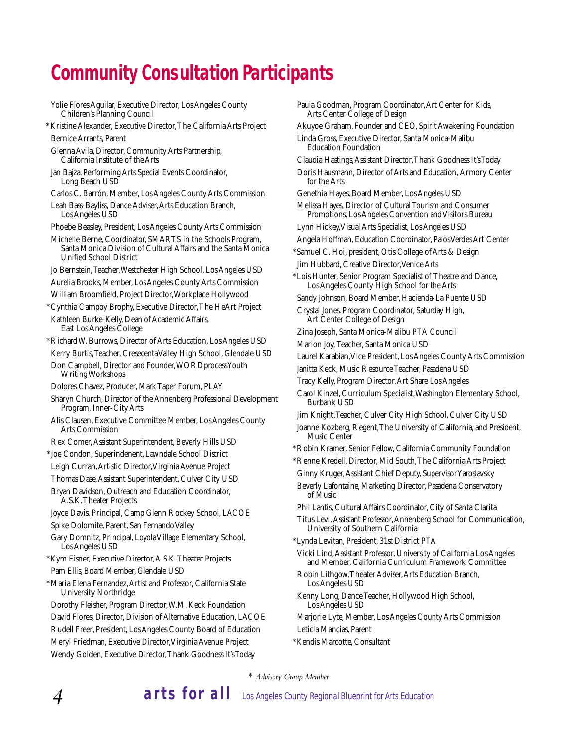# Community Consultation Participants

- Yolie Flores Aguilar, Executive Director, Los Angeles County Children's Planning Council
- *Kristine Alexander, Executive Director, The California Arts Project
- Bernice Arrants, Parent
- Glenna Avila, Director, Community Arts Partnership, California Institute of the Arts
- Jan Bajza, Performing Arts Special Events Coordinator, Long Beach USD
- Carlos C. Barrón, Member, Los Angeles County Arts Commission
- Leah Bass-Bayliss, Dance Adviser, Arts Education Branch, Los Angeles USD
- Phoebe Beasley, President, Los Angeles County Arts Commission
- Michelle Berne, Coordinator, SMARTS in the Schools Program, Santa Monica Division of Cultural Affairs and the Santa Monica Unified School District
- Jo Bernstein, Teacher, Westchester High School, Los Angeles USD
- Aurelia Brooks, Member, Los Angeles County Arts Commission
- William Broomfield, Project Director, Workplace Hollywood
- *Cynthia Campoy Brophy, Executive Director, The HeArt Project
- Kathleen Burke-Kelly, Dean of Academic Affairs, East Los Angeles College
- *Richard W. Burrows, Director of Arts Education, Los Angeles USD
- Kerry Burtis, Teacher, Cresecenta Valley High School, Glendale USD
- Don Campbell, Director and Founder, WORDprocess Youth Writing Workshops
- Dolores Chavez, Producer, Mark Taper Forum, PLAY
- Sharyn Church, Director of the Annenberg Professional Development Program, Inner-City Arts
- Alis Clausen, Executive Committee Member, Los Angeles County Arts Commission
- Rex Comer, Assistant Superintendent, Beverly Hills USD
- *Joe Condon, Superindenent, Lawndale School District
- Leigh Curran, Artistic Director, Virginia Avenue Project
- Thomas Dase, Assistant Superintendent, Culver City USD
- Bryan Davidson, Outreach and Education Coordinator, A.S.K. Theater Projects
- Joyce Davis, Principal, Camp Glenn Rockey School, LACOE
- Spike Dolomite, Parent, San Fernando Valley
- Gary Domnitz, Principal, Loyola Village Elementary School, Los Angeles USD
- *Kym Eisner, Executive Director, A.S.K. Theater Projects
- Pam Ellis, Board Member, Glendale USD
- *Maria Elena Fernandez, Artist and Professor, California State University Northridge
- Dorothy Fleisher, Program Director, W.M. Keck Foundation
- David Flores, Director, Division of Alternative Education, LACOE
- Rudell Freer, President, Los Angeles County Board of Education
- Meryl Friedman, Executive Director, Virginia Avenue Project
- Wendy Golden, Executive Director, Thank Goodness It's Today
- Paula Goodman, Program Coordinator, Art Center for Kids, Arts Center College of Design
- Akuyoe Graham, Founder and CEO, Spirit Awakening Foundation
- Linda Gross, Executive Director, Santa Monica-Malibu Education Foundation
- Claudia Hastings, Assistant Director, Thank Goodness It's Today
- Doris Hausmann, Director of Arts and Education, Armory Center for the Arts
- Genethia Hayes, Board Member, Los Angeles USD
- Melissa Hayes, Director of Cultural Tourism and Consumer Promotions, Los Angeles Convention and Visitors Bureau
- Lynn Hickey, Visual Arts Specialist, Los Angeles USD
- Angela Hoffman, Education Coordinator, Palos Verdes Art Center
- *Samuel C. Hoi, president, Otis College of Arts & Design
- Jim Hubbard, Creative Director, Venice Arts
- *Lois Hunter, Senior Program Specialist of Theatre and Dance, Los Angeles County High School for the Arts
- Sandy Johnson, Board Member, Hacienda-La Puente USD
- Crystal Jones, Program Coordinator, Saturday High, Art Center College of Design
- Zina Joseph, Santa Monica-Malibu PTA Council
- Marion Joy, Teacher, Santa Monica USD
- Laurel Karabian, Vice President, Los Angeles County Arts Commission
- Janitta Keck, Music Resource Teacher, Pasadena USD
- Tracy Kelly, Program Director, Art Share Los Angeles
- Carol Kinzel, Curriculum Specialist, Washington Elementary School, Burbank USD
- Jim Knight, Teacher, Culver City High School, Culver City USD
- Joanne Kozberg, Regent, The University of California, and President, Music Center
- *Robin Kramer, Senior Fellow, California Community Foundation
- *Renne Kredell, Director, Mid South, The California Arts Project
- Ginny Kruger, Assistant Chief Deputy, Supervisor Yaroslavsky
- Beverly Lafontaine, Marketing Director, Pasadena Conservatory of Music
- Phil Lantis, Cultural Affairs Coordinator, City of Santa Clarita
- Titus Levi, Assistant Professor, Annenberg School for Communication, University of Southern California
- *Lynda Levitan, President, 31st District PTA
- Vicki Lind, Assistant Professor, University of California Los Angeles and Member, California Curriculum Framework Committee
- Robin Lithgow, Theater Adviser, Arts Education Branch, Los Angeles USD
- Kenny Long, Dance Teacher, Hollywood High School, Los Angeles USD
- Marjorie Lyte, Member, Los Angeles County Arts Commission
- Leticia Mancias, Parent
- *Kendis Marcotte, Consultant

* *Advisory Group Member*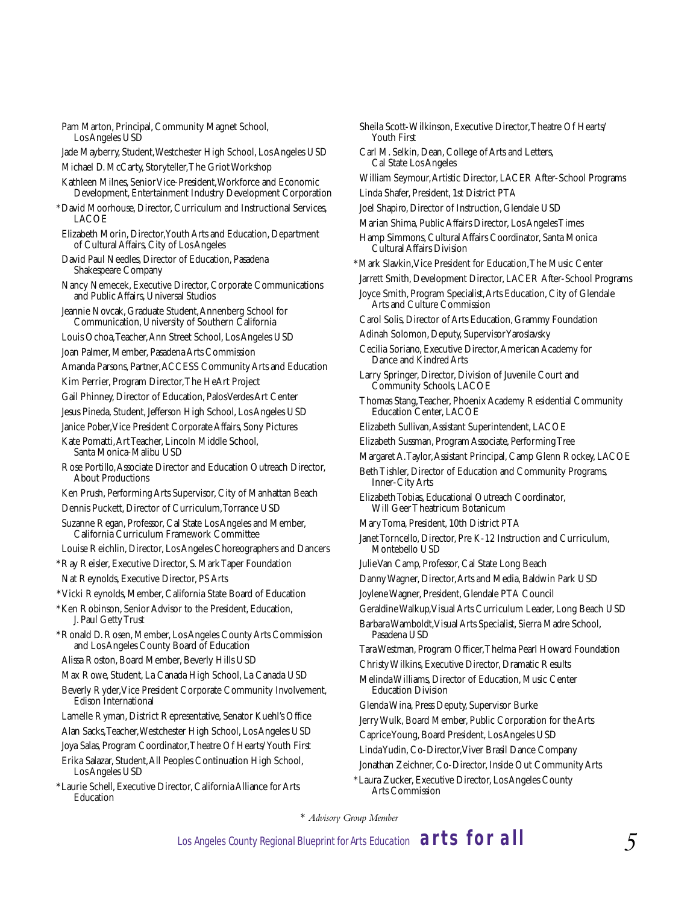Pam Marton, Principal, Community Magnet School, Los Angeles USD

Jade Mayberry, Student, Westchester High School, Los Angeles USD

Michael D. McCarty, Storyteller, The Griot Workshop

Kathleen Milnes, Senior Vice-President, Workforce and Economic Development, Entertainment Industry Development Corporation

*David Moorhouse, Director, Curriculum and Instructional Services, LACOE

Elizabeth Morin, Director, Youth Arts and Education, Department of Cultural Affairs, City of Los Angeles

David Paul Needles, Director of Education, Pasadena Shakespeare Company

Nancy Nemecek, Executive Director, Corporate Communications and Public Affairs, Universal Studios

Jeannie Novcak, Graduate Student, Annenberg School for Communication, University of Southern California

Louis Ochoa, Teacher, Ann Street School, Los Angeles USD

Joan Palmer, Member, Pasadena Arts Commission

Amanda Parsons, Partner, ACCESS Community Arts and Education

Kim Perrier, Program Director, The HeArt Project

Gail Phinney, Director of Education, Palos Verdes Art Center

Jesus Pineda, Student, Jefferson High School, Los Angeles USD

Janice Pober, Vice President Corporate Affairs, Sony Pictures

Kate Pomatti, Art Teacher, Lincoln Middle School, Santa Monica-Malibu USD

Rose Portillo, Associate Director and Education Outreach Director, About Productions

Ken Prush, Performing Arts Supervisor, City of Manhattan Beach

Dennis Puckett, Director of Curriculum, Torrance USD

Suzanne Regan, Professor, Cal State Los Angeles and Member, California Curriculum Framework Committee

Louise Reichlin, Director, Los Angeles Choreographers and Dancers

*Ray Reisler, Executive Director, S. Mark Taper Foundation

Nat Reynolds, Executive Director, PS Arts

*Vicki Reynolds, Member, California State Board of Education

*Ken Robinson, Senior Advisor to the President, Education, J. Paul Getty Trust

*Ronald D. Rosen, Member, Los Angeles County Arts Commission and Los Angeles County Board of Education

Alissa Roston, Board Member, Beverly Hills USD

Max Rowe, Student, La Canada High School, La Canada USD

Beverly Ryder, Vice President Corporate Community Involvement, Edison International

Lamelle Ryman, District Representative, Senator Kuehl's Office

Alan Sacks, Teacher, Westchester High School, Los Angeles USD

Joya Salas, Program Coordinator, Theatre Of Hearts/Youth First

Erika Salazar, Student, All Peoples Continuation High School, Los Angeles USD

*Laurie Schell, Executive Director, California Alliance for Arts Education

Sheila Scott-Wilkinson, Executive Director, Theatre Of Hearts/Youth First

Carl M. Selkin, Dean, College of Arts and Letters, Cal State Los Angeles

William Seymour, Artistic Director, LACER After-School Programs

Linda Shafer, President, 1st District PTA

Joel Shapiro, Director of Instruction, Glendale USD

Marian Shima, Public Affairs Director, Los Angeles Times

Hamp Simmons, Cultural Affairs Coordinator, Santa Monica Cultural Affairs Division

*Mark Slavkin, Vice President for Education, The Music Center

Jarrett Smith, Development Director, LACER After-School Programs

Joyce Smith, Program Specialist, Arts Education, City of Glendale Arts and Culture Commission

Carol Solis, Director of Arts Education, Grammy Foundation

Adinah Solomon, Deputy, Supervisor Yaroslavsky

Cecilia Soriano, Executive Director, American Academy for Dance and Kindred Arts

Larry Springer, Director, Division of Juvenile Court and Community Schools, LACOE

Thomas Stang, Teacher, Phoenix Academy Residential Community Education Center, LACOE

Elizabeth Sullivan, Assistant Superintendent, LACOE

Elizabeth Sussman, Program Associate, Performing Tree

Margaret A. Taylor, Assistant Principal, Camp Glenn Rockey, LACOE

Beth Tishler, Director of Education and Community Programs, Inner-City Arts

Elizabeth Tobias, Educational Outreach Coordinator, Will Geer Theatricum Botanicum

Mary Toma, President, 10th District PTA

Janet Torncello, Director, Pre K-12 Instruction and Curriculum, Montebello USD

Julie Van Camp, Professor, Cal State Long Beach

Danny Wagner, Director, Arts and Media, Baldwin Park USD

Joylene Wagner, President, Glendale PTA Council

Geraldine Walkup, Visual Arts Curriculum Leader, Long Beach USD

Barbara Wamboldt, Visual Arts Specialist, Sierra Madre School, Pasadena USD

Tara Westman, Program Officer, Thelma Pearl Howard Foundation

Christy Wilkins, Executive Director, Dramatic Results

Melinda Williams, Director of Education, Music Center Education Division

Glenda Wina, Press Deputy, Supervisor Burke

Jerry Wulk, Board Member, Public Corporation for the Arts

Caprice Young, Board President, Los Angeles USD

Linda Yudin, Co-Director, Viver Brasil Dance Company

Jonathan Zeichner, Co-Director, Inside Out Community Arts

*Laura Zucker, Executive Director, Los Angeles County Arts Commission

* *Advisory Group Member*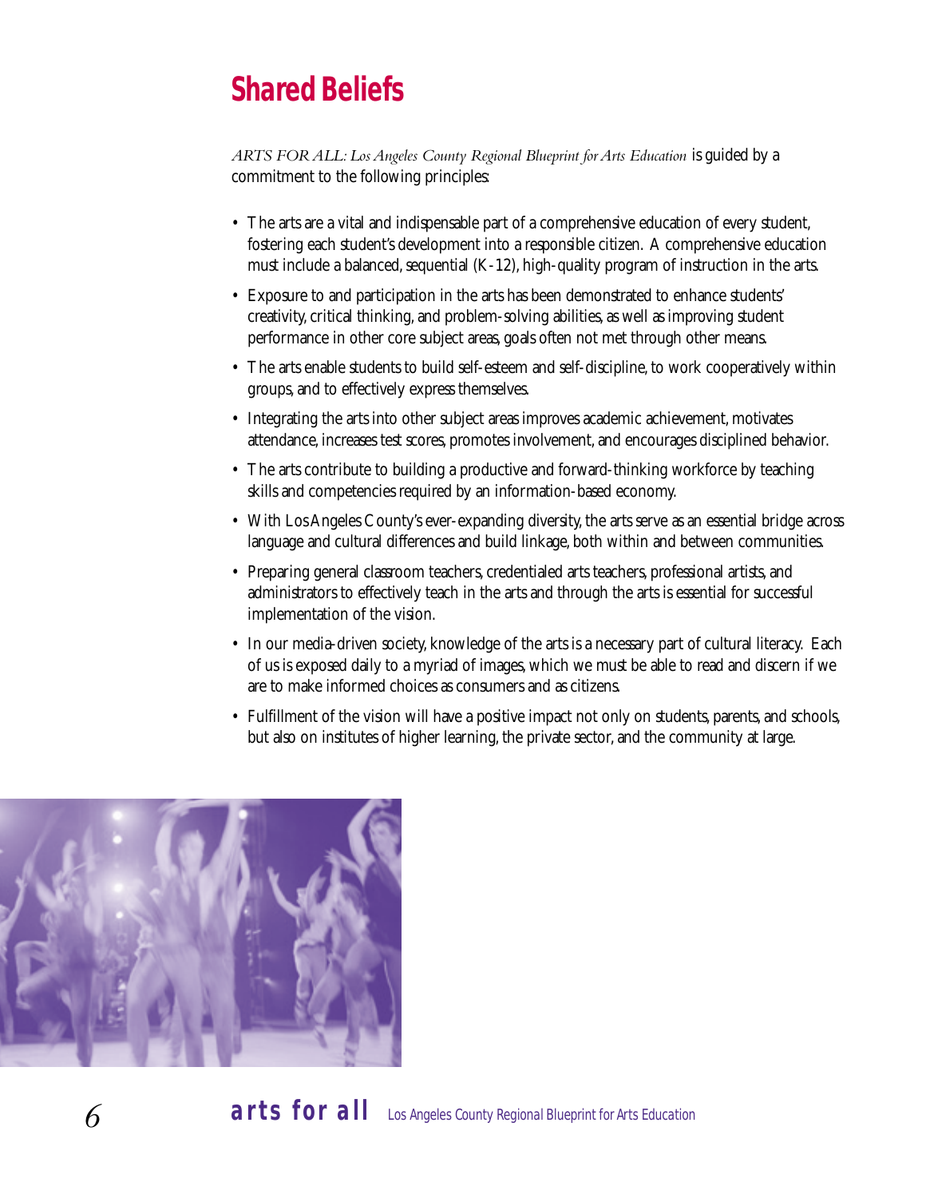# Shared Beliefs

*ARTS FOR ALL: Los Angeles County Regional Blueprint for Arts Education* is guided by a commitment to the following principles:

- The arts are a vital and indispensable part of a comprehensive education of every student, fostering each student's development into a responsible citizen. A comprehensive education must include a balanced, sequential (K-12), high-quality program of instruction in the arts.
- Exposure to and participation in the arts has been demonstrated to enhance students' creativity, critical thinking, and problem-solving abilities, as well as improving student performance in other core subject areas, goals often not met through other means.
- The arts enable students to build self-esteem and self-discipline, to work cooperatively within groups, and to effectively express themselves.
- Integrating the arts into other subject areas improves academic achievement, motivates attendance, increases test scores, promotes involvement, and encourages disciplined behavior.
- The arts contribute to building a productive and forward-thinking workforce by teaching skills and competencies required by an information-based economy.
- With Los Angeles County's ever-expanding diversity, the arts serve as an essential bridge across language and cultural differences and build linkage, both within and between communities.
- Preparing general classroom teachers, credentialed arts teachers, professional artists, and administrators to effectively teach in the arts and through the arts is essential for successful implementation of the vision.
- In our media-driven society, knowledge of the arts is a necessary part of cultural literacy. Each of us is exposed daily to a myriad of images, which we must be able to read and discern if we are to make informed choices as consumers and as citizens.
- Fulfillment of the vision will have a positive impact not only on students, parents, and schools, but also on institutes of higher learning, the private sector, and the community at large.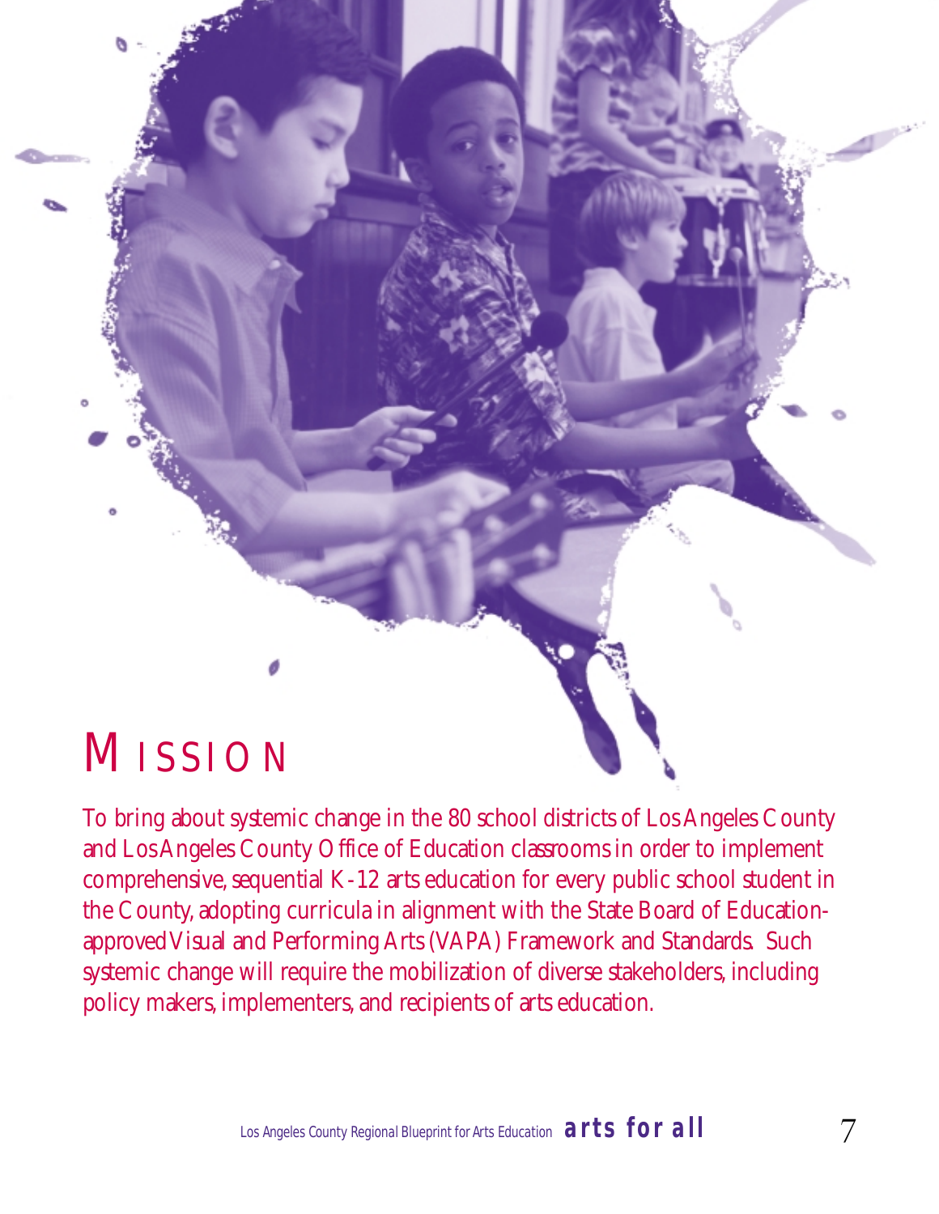# MISSION

To bring about systemic change in the 80 school districts of Los Angeles County and Los Angeles County Office of Education classrooms in order to implement comprehensive, sequential K-12 arts education for every public school student in the County, adopting curricula in alignment with the State Board of Education-approved Visual and Performing Arts (VAPA) Framework and Standards. Such systemic change will require the mobilization of diverse stakeholders, including policy makers, implementers, and recipients of arts education.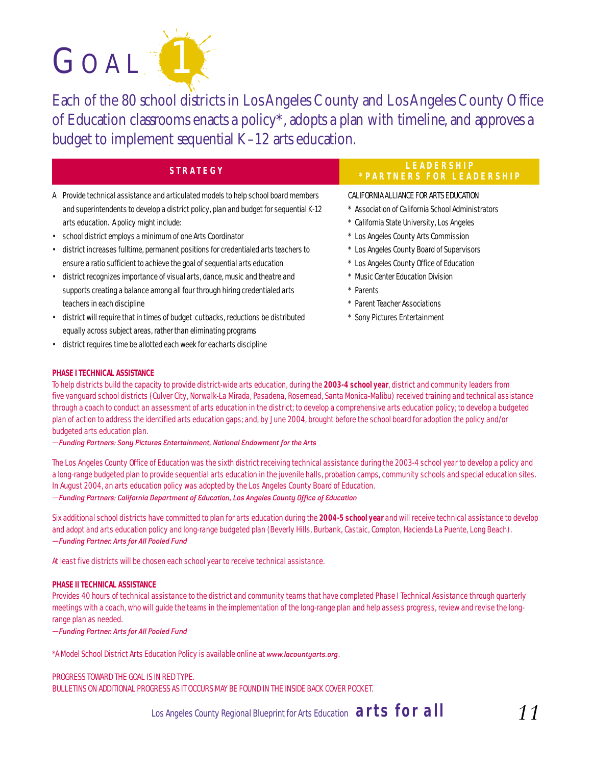# GOAL 1

Each of the 80 school districts in Los Angeles County and Los Angeles County Office of Education classrooms enacts a policy*, adopts a plan with timeline, and approves a budget to implement sequential K–12 arts education.

## STRATEGY

A Provide technical assistance and articulated models to help school board members and superintendents to develop a district policy, plan and budget for sequential K-12 arts education. A policy might include:

- school district employs a minimum of one Arts Coordinator
- district increases fulltime, permanent positions for credentialed arts teachers to ensure a ratio sufficient to achieve the goal of sequential arts education
- district recognizes importance of visual arts, dance, music and theatre and supports creating a balance among all four through hiring credentialed arts teachers in each discipline
- district will require that in times of budget cutbacks, reductions be distributed equally across subject areas, rather than eliminating programs
- district requires time be allotted each week for eacharts discipline

## LEADERSHIP *PARTNERS FOR LEADERSHIP

CALIFORNIA ALLIANCE FOR ARTS EDUCATION

* Association of California School Administrators
* California State University, Los Angeles
* Los Angeles County Arts Commission
* Los Angeles County Board of Supervisors
* Los Angeles County Office of Education
* Music Center Education Division
* Parents
* Parent Teacher Associations
* Sony Pictures Entertainment

**PHASE I TECHNICAL ASSISTANCE**

To help districts build the capacity to provide district-wide arts education, during the **2003-4 school year**, district and community leaders from five vanguard school districts (Culver City, Norwalk-La Mirada, Pasadena, Rosemead, Santa Monica-Malibu) received training and technical assistance through a coach to conduct an assessment of arts education in the district; to develop a comprehensive arts education policy; to develop a budgeted plan of action to address the identified arts education gaps; and, by June 2004, brought before the school board for adoption the policy and/or budgeted arts education plan.

*—Funding Partners: Sony Pictures Entertainment, National Endowment for the Arts*

The Los Angeles County Office of Education was the sixth district receiving technical assistance during the 2003-4 school year to develop a policy and a long-range budgeted plan to provide sequential arts education in the juvenile halls, probation camps, community schools and special education sites. In August 2004, an arts education policy was adopted by the Los Angeles County Board of Education.

*—Funding Partners: California Department of Education, Los Angeles County Office of Education*

Six additional school districts have committed to plan for arts education during the **2004-5 school year** and will receive technical assistance to develop and adopt and arts education policy and long-range budgeted plan (Beverly Hills, Burbank, Castaic, Compton, Hacienda La Puente, Long Beach).

*—Funding Partner: Arts for All Pooled Fund*

At least five districts will be chosen each school year to receive technical assistance.

**PHASE II TECHNICAL ASSISTANCE**

Provides 40 hours of technical assistance to the district and community teams that have completed Phase I Technical Assistance through quarterly meetings with a coach, who will guide the teams in the implementation of the long-range plan and help assess progress, review and revise the long-range plan as needed.

*—Funding Partner: Arts for All Pooled Fund*

*A Model School District Arts Education Policy is available online at *www.lacountyarts.org*.

PROGRESS TOWARD THE GOAL IS IN RED TYPE.
BULLETINS ON ADDITIONAL PROGRESS AS IT OCCURS MAY BE FOUND IN THE INSIDE BACK COVER POCKET.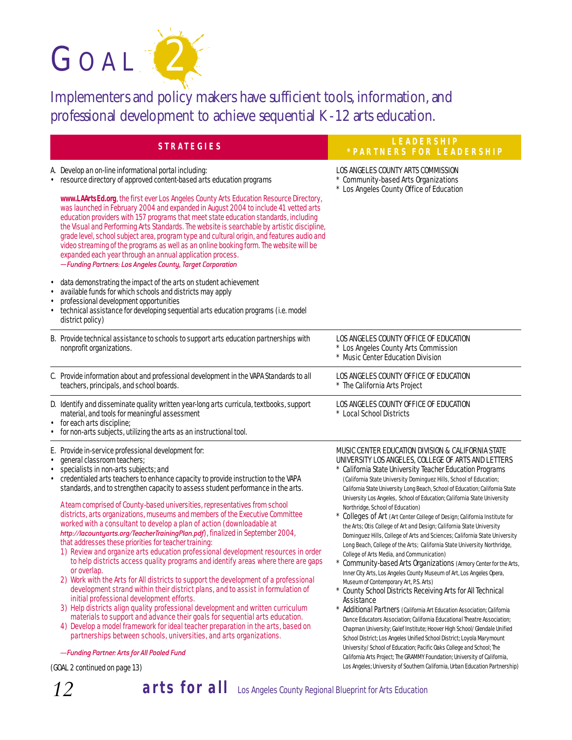# GOAL 2

## Implementers and policy makers have sufficient tools, information, and professional development to achieve sequential K-12 arts education.

| STRATEGIES | LEADERSHIP *PARTNERS FOR LEADERSHIP |
|---|---|
| A. Develop an on-line informational portal including:<br>• resource directory of approved content-based arts education programs<br><br>**www.LAArtsEd.org**, the first ever Los Angeles County Arts Education Resource Directory, was launched in February 2004 and expanded in August 2004 to include 41 vetted arts education providers with 157 programs that meet state education standards, including the Visual and Performing Arts Standards. The website is searchable by artistic discipline, grade level, school subject area, program type and cultural origin, and features audio and video streaming of the programs as well as an online booking form. The website will be expanded each year through an annual application process.<br>***—Funding Partners: Los Angeles County, Target Corporation***<br><br>• data demonstrating the impact of the arts on student achievement<br>• available funds for which schools and districts may apply<br>• professional development opportunities<br>• technical assistance for developing sequential arts education programs (i.e. model district policy) | LOS ANGELES COUNTY ARTS COMMISSION<br>* Community-based Arts Organizations<br>* Los Angeles County Office of Education |
| B. Provide technical assistance to schools to support arts education partnerships with nonprofit organizations. | LOS ANGELES COUNTY OFFICE OF EDUCATION<br>* Los Angeles County Arts Commission<br>* Music Center Education Division |
| C. Provide information about and professional development in the VAPA Standards to all teachers, principals, and school boards. | LOS ANGELES COUNTY OFFICE OF EDUCATION<br>* The California Arts Project |
| D. Identify and disseminate quality written year-long arts curricula, textbooks, support material, and tools for meaningful assessment<br>• for each arts discipline;<br>• for non-arts subjects, utilizing the arts as an instructional tool. | LOS ANGELES COUNTY OFFICE OF EDUCATION<br>* Local School Districts |
| E. Provide in-service professional development for:<br>• general classroom teachers;<br>• specialists in non-arts subjects; and<br>• credentialed arts teachers to enhance capacity to provide instruction to the VAPA standards, and to strengthen capacity to assess student performance in the arts.<br><br>A team comprised of County-based universities, representatives from school districts, arts organizations, museums and members of the Executive Committee worked with a consultant to develop a plan of action (downloadable at *http://lacountyarts.org/TeacherTrainingPlan.pdf*), finalized in September 2004, that addresses these priorities for teacher training:<br>1) Review and organize arts education professional development resources in order to help districts access quality programs and identify areas where there are gaps or overlap.<br>2) Work with the Arts for All districts to support the development of a professional development strand within their district plans, and to assist in formulation of initial professional development efforts.<br>3) Help districts align quality professional development and written curriculum materials to support and advance their goals for sequential arts education.<br>4) Develop a model framework for ideal teacher preparation in the arts, based on partnerships between schools, universities, and arts organizations.<br><br>***—Funding Partner: Arts for All Pooled Fund*** | MUSIC CENTER EDUCATION DIVISION & CALIFORNIA STATE UNIVERSITY LOS ANGELES, COLLEGE OF ARTS AND LETTERS<br>* California State University Teacher Education Programs (California State University Dominguez Hills, School of Education; California State University Long Beach, School of Education; California State University Los Angeles, School of Education; California State University Northridge, School of Education)<br>* Colleges of Art (Art Center College of Design; California Institute for the Arts; Otis College of Art and Design; California State University Dominguez Hills, College of Arts and Sciences; California State University Long Beach, College of the Arts; California State University Northridge, College of Arts Media, and Communication)<br>* Community-based Arts Organizations (Armory Center for the Arts, Inner City Arts, Los Angeles County Museum of Art, Los Angeles Opera, Museum of Contemporary Art, P.S. Arts)<br>* County School Districts Receiving Arts for All Technical Assistance<br>* Additional Partners (California Art Education Association; California Dance Educators Association; California Educational Theatre Association; Chapman University; Galef Institute; Hoover High School/ Glendale Unified School District; Los Angeles Unified School District; Loyola Marymount University/ School of Education; Pacific Oaks College and School; The California Arts Project; The GRAMMY Foundation; University of California, Los Angeles; University of Southern California, Urban Education Partnership) |

(GOAL 2 continued on page 13)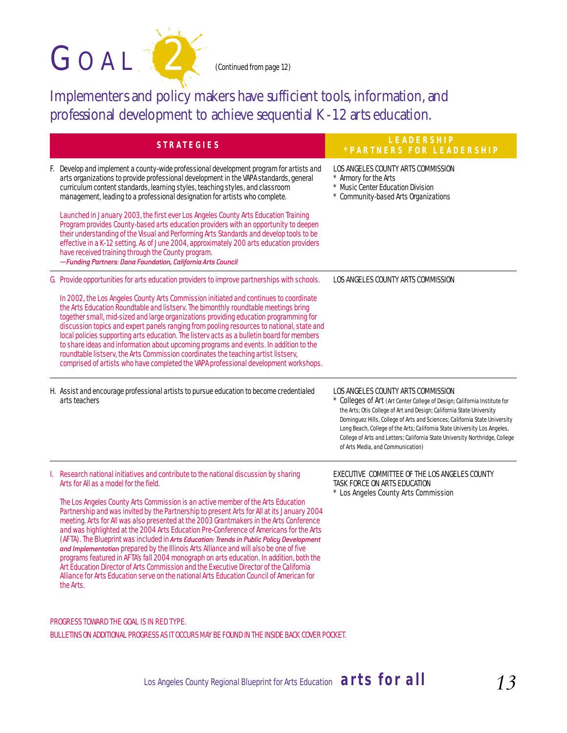# GOAL 2 (Continued from page 12)

## Implementers and policy makers have sufficient tools, information, and professional development to achieve sequential K-12 arts education.

| STRATEGIES | LEADERSHIP *PARTNERS FOR LEADERSHIP |
|---|---|
| F. Develop and implement a county-wide professional development program for artists and arts organizations to provide professional development in the VAPA standards, general curriculum content standards, learning styles, teaching styles, and classroom management, leading to a professional designation for artists who complete.<br><br>Launched in January 2003, the first ever Los Angeles County Arts Education Training Program provides County-based arts education providers with an opportunity to deepen their understanding of the Visual and Performing Arts Standards and develop tools to be effective in a K-12 setting. As of June 2004, approximately 200 arts education providers have received training through the County program.<br>***—Funding Partners: Dana Foundation, California Arts Council*** | LOS ANGELES COUNTY ARTS COMMISSION<br>* Armory for the Arts<br>* Music Center Education Division<br>* Community-based Arts Organizations |
| G. Provide opportunities for arts education providers to improve partnerships with schools.<br><br>In 2002, the Los Angeles County Arts Commission initiated and continues to coordinate the Arts Education Roundtable and listserv. The bimonthly roundtable meetings bring together small, mid-sized and large organizations providing education programming for discussion topics and expert panels ranging from pooling resources to national, state and local policies supporting arts education. The listerv acts as a bulletin board for members to share ideas and information about upcoming programs and events. In addition to the roundtable listserv, the Arts Commission coordinates the teaching artist listserv, comprised of artists who have completed the VAPA professional development workshops. | LOS ANGELES COUNTY ARTS COMMISSION |
| H. Assist and encourage professional artists to pursue education to become credentialed arts teachers | LOS ANGELES COUNTY ARTS COMMISSION<br>* Colleges of Art (Art Center College of Design; California Institute for the Arts; Otis College of Art and Design; California State University Dominguez Hills, College of Arts and Sciences; California State University Long Beach, College of the Arts; California State University Los Angeles, College of Arts and Letters; California State University Northridge, College of Arts Media, and Communication) |
| I. Research national initiatives and contribute to the national discussion by sharing Arts for All as a model for the field.<br><br>The Los Angeles County Arts Commission is an active member of the Arts Education Partnership and was invited by the Partnership to present Arts for All at its January 2004 meeting. Arts for All was also presented at the 2003 Grantmakers in the Arts Conference and was highlighted at the 2004 Arts Education Pre-Conference of Americans for the Arts (AFTA). The Blueprint was included in ***Arts Education: Trends in Public Policy Development and Implementation*** prepared by the Illinois Arts Alliance and will also be one of five programs featured in AFTA's fall 2004 monograph on arts education. In addition, both the Art Education Director of Arts Commission and the Executive Director of the California Alliance for Arts Education serve on the national Arts Education Council of American for the Arts. | EXECUTIVE COMMITTEE OF THE LOS ANGELES COUNTY TASK FORCE ON ARTS EDUCATION<br>* Los Angeles County Arts Commission |

PROGRESS TOWARD THE GOAL IS IN RED TYPE.

BULLETINS ON ADDITIONAL PROGRESS AS IT OCCURS MAY BE FOUND IN THE INSIDE BACK COVER POCKET.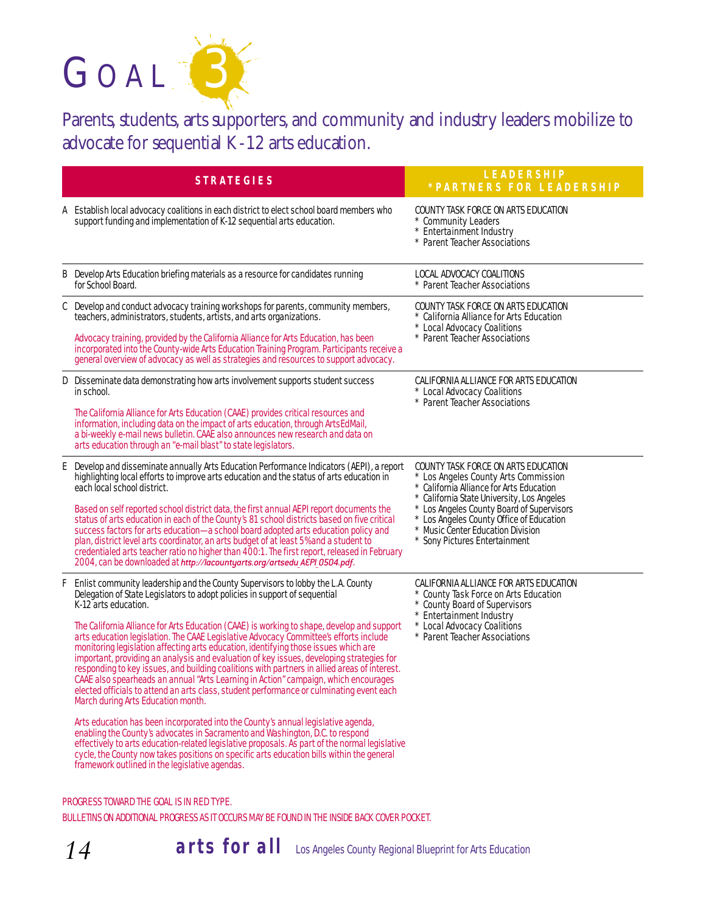# GOAL 3

Parents, students, arts supporters, and community and industry leaders mobilize to advocate for sequential K-12 arts education.

| STRATEGIES | LEADERSHIP *PARTNERS FOR LEADERSHIP |
|---|---|
| A Establish local advocacy coalitions in each district to elect school board members who support funding and implementation of K-12 sequential arts education. | COUNTY TASK FORCE ON ARTS EDUCATION<br>* Community Leaders<br>* Entertainment Industry<br>* Parent Teacher Associations |
| B Develop Arts Education briefing materials as a resource for candidates running for School Board. | LOCAL ADVOCACY COALITIONS<br>* Parent Teacher Associations |
| C Develop and conduct advocacy training workshops for parents, community members, teachers, administrators, students, artists, and arts organizations.<br><br>Advocacy training, provided by the California Alliance for Arts Education, has been incorporated into the County-wide Arts Education Training Program. Participants receive a general overview of advocacy as well as strategies and resources to support advocacy. | COUNTY TASK FORCE ON ARTS EDUCATION<br>* California Alliance for Arts Education<br>* Local Advocacy Coalitions<br>* Parent Teacher Associations |
| D Disseminate data demonstrating how arts involvement supports student success in school.<br><br>The California Alliance for Arts Education (CAAE) provides critical resources and information, including data on the impact of arts education, through ArtsEdMail, a bi-weekly e-mail news bulletin. CAAE also announces new research and data on arts education through an "e-mail blast" to state legislators. | CALIFORNIA ALLIANCE FOR ARTS EDUCATION<br>* Local Advocacy Coalitions<br>* Parent Teacher Associations |
| E Develop and disseminate annually Arts Education Performance Indicators (AEPI), a report highlighting local efforts to improve arts education and the status of arts education in each local school district.<br><br>Based on self reported school district data, the first annual AEPI report documents the status of arts education in each of the County's 81 school districts based on five critical success factors for arts education—a school board adopted arts education policy and plan, district level arts coordinator, an arts budget of at least 5% and a student to credentialed arts teacher ratio no higher than 400:1. The first report, released in February 2004, can be downloaded at *http://lacountyarts.org/artsedu_AEPI_0504.pdf*. | COUNTY TASK FORCE ON ARTS EDUCATION<br>* Los Angeles County Arts Commission<br>* California Alliance for Arts Education<br>* California State University, Los Angeles<br>* Los Angeles County Board of Supervisors<br>* Los Angeles County Office of Education<br>* Music Center Education Division<br>* Sony Pictures Entertainment |
| F Enlist community leadership and the County Supervisors to lobby the L.A. County Delegation of State Legislators to adopt policies in support of sequential K-12 arts education.<br><br>The California Alliance for Arts Education (CAAE) is working to shape, develop and support arts education legislation. The CAAE Legislative Advocacy Committee's efforts include monitoring legislation affecting arts education, identifying those issues which are important, providing an analysis and evaluation of key issues, developing strategies for responding to key issues, and building coalitions with partners in allied areas of interest. CAAE also spearheads an annual "Arts Learning in Action" campaign, which encourages elected officials to attend an arts class, student performance or culminating event each March during Arts Education month.<br><br>Arts education has been incorporated into the County's annual legislative agenda, enabling the County's advocates in Sacramento and Washington, D.C. to respond effectively to arts education-related legislative proposals. As part of the normal legislative cycle, the County now takes positions on specific arts education bills within the general framework outlined in the legislative agendas. | CALIFORNIA ALLIANCE FOR ARTS EDUCATION<br>* County Task Force on Arts Education<br>* County Board of Supervisors<br>* Entertainment Industry<br>* Local Advocacy Coalitions<br>* Parent Teacher Associations |

PROGRESS TOWARD THE GOAL IS IN RED TYPE.

BULLETINS ON ADDITIONAL PROGRESS AS IT OCCURS MAY BE FOUND IN THE INSIDE BACK COVER POCKET.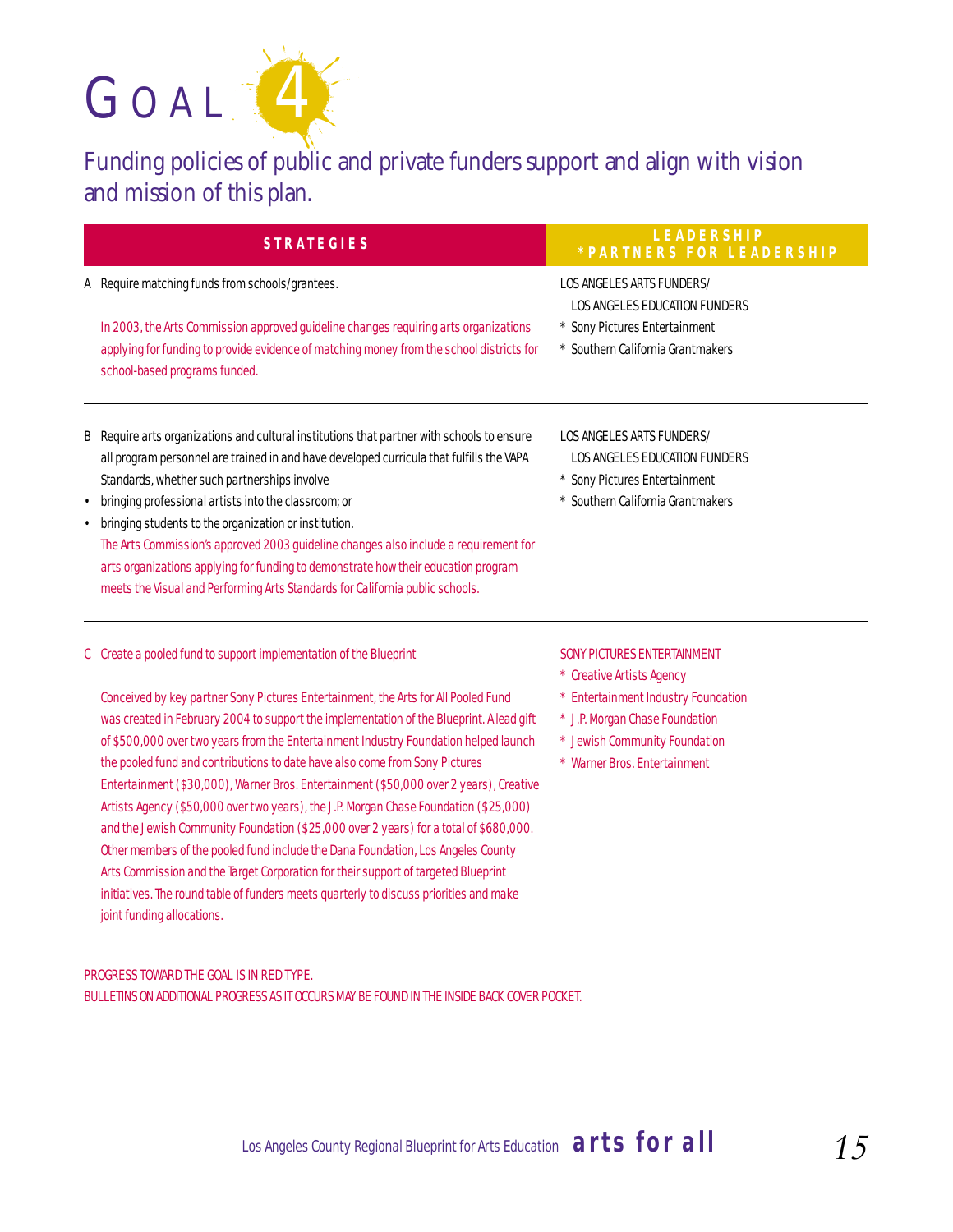# GOAL 4

## Funding policies of public and private funders support and align with vision and mission of this plan.

| STRATEGIES | LEADERSHIP *PARTNERS FOR LEADERSHIP |
|---|---|
| A Require matching funds from schools/grantees.<br><br>In 2003, the Arts Commission approved guideline changes requiring arts organizations applying for funding to provide evidence of matching money from the school districts for school-based programs funded. | LOS ANGELES ARTS FUNDERS/ LOS ANGELES EDUCATION FUNDERS<br>* Sony Pictures Entertainment<br>* Southern California Grantmakers |
| B Require arts organizations and cultural institutions that partner with schools to ensure all program personnel are trained in and have developed curricula that fulfills the VAPA Standards, whether such partnerships involve<br>• bringing professional artists into the classroom; or<br>• bringing students to the organization or institution.<br>The Arts Commission's approved 2003 guideline changes also include a requirement for arts organizations applying for funding to demonstrate how their education program meets the Visual and Performing Arts Standards for California public schools. | LOS ANGELES ARTS FUNDERS/ LOS ANGELES EDUCATION FUNDERS<br>* Sony Pictures Entertainment<br>* Southern California Grantmakers |
| C Create a pooled fund to support implementation of the Blueprint<br><br>Conceived by key partner Sony Pictures Entertainment, the Arts for All Pooled Fund was created in February 2004 to support the implementation of the Blueprint. A lead gift of $500,000 over two years from the Entertainment Industry Foundation helped launch the pooled fund and contributions to date have also come from Sony Pictures Entertainment ($30,000), Warner Bros. Entertainment ($50,000 over 2 years), Creative Artists Agency ($50,000 over two years), the J.P. Morgan Chase Foundation ($25,000) and the Jewish Community Foundation ($25,000 over 2 years) for a total of $680,000. Other members of the pooled fund include the Dana Foundation, Los Angeles County Arts Commission and the Target Corporation for their support of targeted Blueprint initiatives. The round table of funders meets quarterly to discuss priorities and make joint funding allocations. | SONY PICTURES ENTERTAINMENT<br>* Creative Artists Agency<br>* Entertainment Industry Foundation<br>* J.P. Morgan Chase Foundation<br>* Jewish Community Foundation<br>* Warner Bros. Entertainment |

PROGRESS TOWARD THE GOAL IS IN RED TYPE.
BULLETINS ON ADDITIONAL PROGRESS AS IT OCCURS MAY BE FOUND IN THE INSIDE BACK COVER POCKET.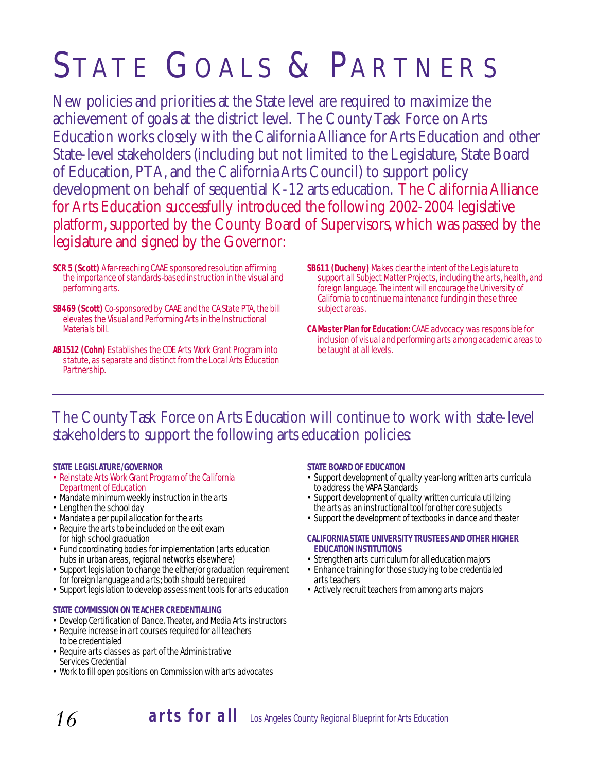# STATE GOALS & PARTNERS

New policies and priorities at the State level are required to maximize the achievement of goals at the district level. The County Task Force on Arts Education works closely with the California Alliance for Arts Education and other State-level stakeholders (including but not limited to the Legislature, State Board of Education, PTA, and the California Arts Council) to support policy development on behalf of sequential K-12 arts education. The California Alliance for Arts Education successfully introduced the following 2002-2004 legislative platform, supported by the County Board of Supervisors, which was passed by the legislature and signed by the Governor:

**SCR 5 (Scott)** A far-reaching CAAE sponsored resolution affirming the importance of standards-based instruction in the visual and performing arts.

**SB469 (Scott)** Co-sponsored by CAAE and the CA State PTA, the bill elevates the Visual and Performing Arts in the Instructional Materials bill.

**AB1512 (Cohn)** Establishes the CDE Arts Work Grant Program into statute, as separate and distinct from the Local Arts Education Partnership.

**SB611 (Ducheny)** Makes clear the intent of the Legislature to support all Subject Matter Projects, including the arts, health, and foreign language. The intent will encourage the University of California to continue maintenance funding in these three subject areas.

**CA Master Plan for Education:** CAAE advocacy was responsible for inclusion of visual and performing arts among academic areas to be taught at all levels.

---

The County Task Force on Arts Education will continue to work with state-level stakeholders to support the following arts education policies:

**STATE LEGISLATURE/GOVERNOR**

- Reinstate Arts Work Grant Program of the California Department of Education
- Mandate minimum weekly instruction in the arts
- Lengthen the school day
- Mandate a per pupil allocation for the arts
- Require the arts to be included on the exit exam for high school graduation
- Fund coordinating bodies for implementation (arts education hubs in urban areas, regional networks elsewhere)
- Support legislation to change the either/or graduation requirement for foreign language and arts; both should be required
- Support legislation to develop assessment tools for arts education

**STATE COMMISSION ON TEACHER CREDENTIALING**

- Develop Certification of Dance, Theater, and Media Arts instructors
- Require increase in art courses required for all teachers to be credentialed
- Require arts classes as part of the Administrative Services Credential
- Work to fill open positions on Commission with arts advocates

**STATE BOARD OF EDUCATION**

- Support development of quality year-long written arts curricula to address the VAPA Standards
- Support development of quality written curricula utilizing the arts as an instructional tool for other core subjects
- Support the development of textbooks in dance and theater

**CALIFORNIA STATE UNIVERSITY TRUSTEES AND OTHER HIGHER EDUCATION INSTITUTIONS**

- Strengthen arts curriculum for all education majors
- Enhance training for those studying to be credentialed arts teachers
- Actively recruit teachers from among arts majors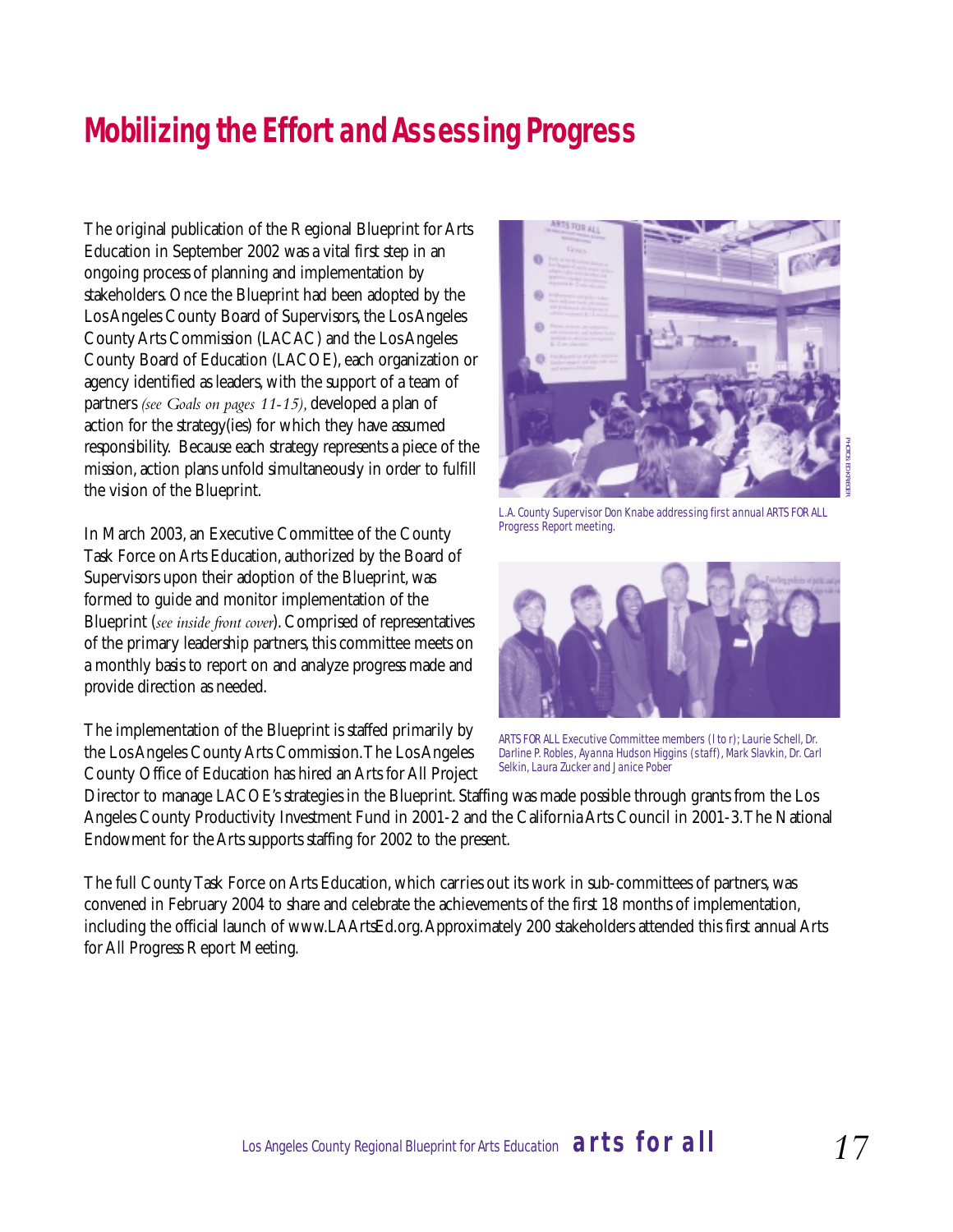# Mobilizing the Effort and Assessing Progress

The original publication of the Regional Blueprint for Arts Education in September 2002 was a vital first step in an ongoing process of planning and implementation by stakeholders. Once the Blueprint had been adopted by the Los Angeles County Board of Supervisors, the Los Angeles County Arts Commission (LACAC) and the Los Angeles County Board of Education (LACOE), each organization or agency identified as leaders, with the support of a team of partners *(see Goals on pages 11-15)*, developed a plan of action for the strategy(ies) for which they have assumed responsibility. Because each strategy represents a piece of the mission, action plans unfold simultaneously in order to fulfill the vision of the Blueprint.

In March 2003, an Executive Committee of the County Task Force on Arts Education, authorized by the Board of Supervisors upon their adoption of the Blueprint, was formed to guide and monitor implementation of the Blueprint (*see inside front cover*). Comprised of representatives of the primary leadership partners, this committee meets on a monthly basis to report on and analyze progress made and provide direction as needed.

The implementation of the Blueprint is staffed primarily by the Los Angeles County Arts Commission. The Los Angeles County Office of Education has hired an Arts for All Project Director to manage LACOE's strategies in the Blueprint. Staffing was made possible through grants from the Los Angeles County Productivity Investment Fund in 2001-2 and the California Arts Council in 2001-3. The National Endowment for the Arts supports staffing for 2002 to the present.

The full County Task Force on Arts Education, which carries out its work in sub-committees of partners, was convened in February 2004 to share and celebrate the achievements of the first 18 months of implementation, including the official launch of www.LAArtsEd.org. Approximately 200 stakeholders attended this first annual Arts for All Progress Report Meeting.

PHOTOS: ED KRIEGER

L.A. County Supervisor Don Knabe addressing first annual ARTS FOR ALL Progress Report meeting.

ARTS FOR ALL Executive Committee members (l to r): Laurie Schell, Dr. Darline P. Robles, Ayanna Hudson Higgins (staff), Mark Slavkin, Dr. Carl Selkin, Laura Zucker and Janice Pober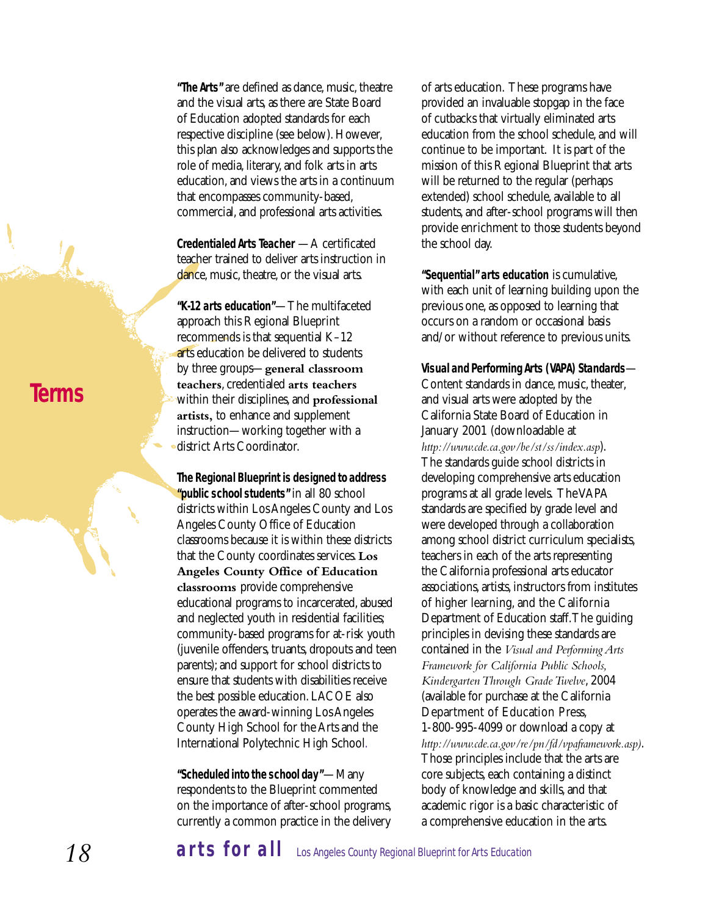## Terms

**"The Arts"** are defined as dance, music, theatre and the visual arts, as there are State Board of Education adopted standards for each respective discipline (see below). However, this plan also acknowledges and supports the role of media, literary, and folk arts in arts education, and views the arts in a continuum that encompasses community-based, commercial, and professional arts activities.

**Credentialed Arts Teacher** — A certificated teacher trained to deliver arts instruction in dance, music, theatre, or the visual arts.

**"K-12 arts education"**—The multifaceted approach this Regional Blueprint recommends is that sequential K–12 arts education be delivered to students by three groups—**general classroom teachers**, credentialed **arts teachers** within their disciplines, and **professional artists**, to enhance and supplement instruction—working together with a district Arts Coordinator.

**The Regional Blueprint is designed to address "public school students"** in all 80 school districts within Los Angeles County and Los Angeles County Office of Education classrooms because it is within these districts that the County coordinates services. **Los Angeles County Office of Education classrooms** provide comprehensive educational programs to incarcerated, abused and neglected youth in residential facilities; community-based programs for at-risk youth (juvenile offenders, truants, dropouts and teen parents); and support for school districts to ensure that students with disabilities receive the best possible education. LACOE also operates the award-winning Los Angeles County High School for the Arts and the International Polytechnic High School.

**"Scheduled into the school day"**—Many respondents to the Blueprint commented on the importance of after-school programs, currently a common practice in the delivery of arts education. These programs have provided an invaluable stopgap in the face of cutbacks that virtually eliminated arts education from the school schedule, and will continue to be important. It is part of the mission of this Regional Blueprint that arts will be returned to the regular (perhaps extended) school schedule, available to all students, and after-school programs will then provide enrichment to those students beyond the school day.

**"Sequential" arts education** is cumulative, with each unit of learning building upon the previous one, as opposed to learning that occurs on a random or occasional basis and/or without reference to previous units.

***Visual and Performing Arts (VAPA) Standards***—Content standards in dance, music, theater, and visual arts were adopted by the California State Board of Education in January 2001 (downloadable at *http://www.cde.ca.gov/be/st/ss/index.asp*). The standards guide school districts in developing comprehensive arts education programs at all grade levels. The VAPA standards are specified by grade level and were developed through a collaboration among school district curriculum specialists, teachers in each of the arts representing the California professional arts educator associations, artists, instructors from institutes of higher learning, and the California Department of Education staff. The guiding principles in devising these standards are contained in the *Visual and Performing Arts Framework for California Public Schools, Kindergarten Through Grade Twelve*, 2004 (available for purchase at the California Department of Education Press, 1-800-995-4099 or download a copy at *http://www.cde.ca.gov/re/pn/fd/vpaframework.asp)*. Those principles include that the arts are core subjects, each containing a distinct body of knowledge and skills, and that academic rigor is a basic characteristic of a comprehensive education in the arts.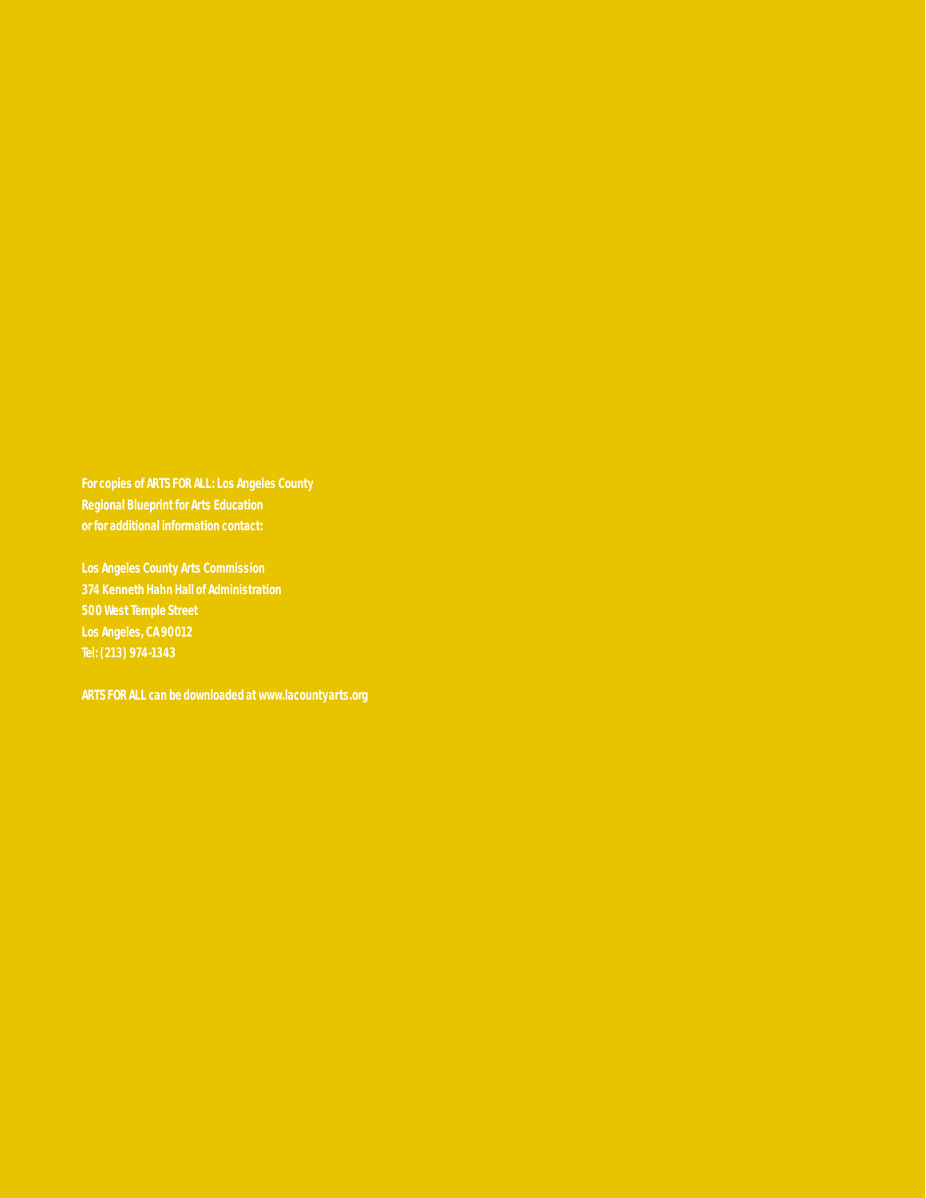For copies of ARTS FOR ALL: Los Angeles County
Regional Blueprint for Arts Education
or for additional information contact:

Los Angeles County Arts Commission
374 Kenneth Hahn Hall of Administration
500 West Temple Street
Los Angeles, CA 90012
Tel: (213) 974-1343

ARTS FOR ALL can be downloaded at www.lacountyarts.org